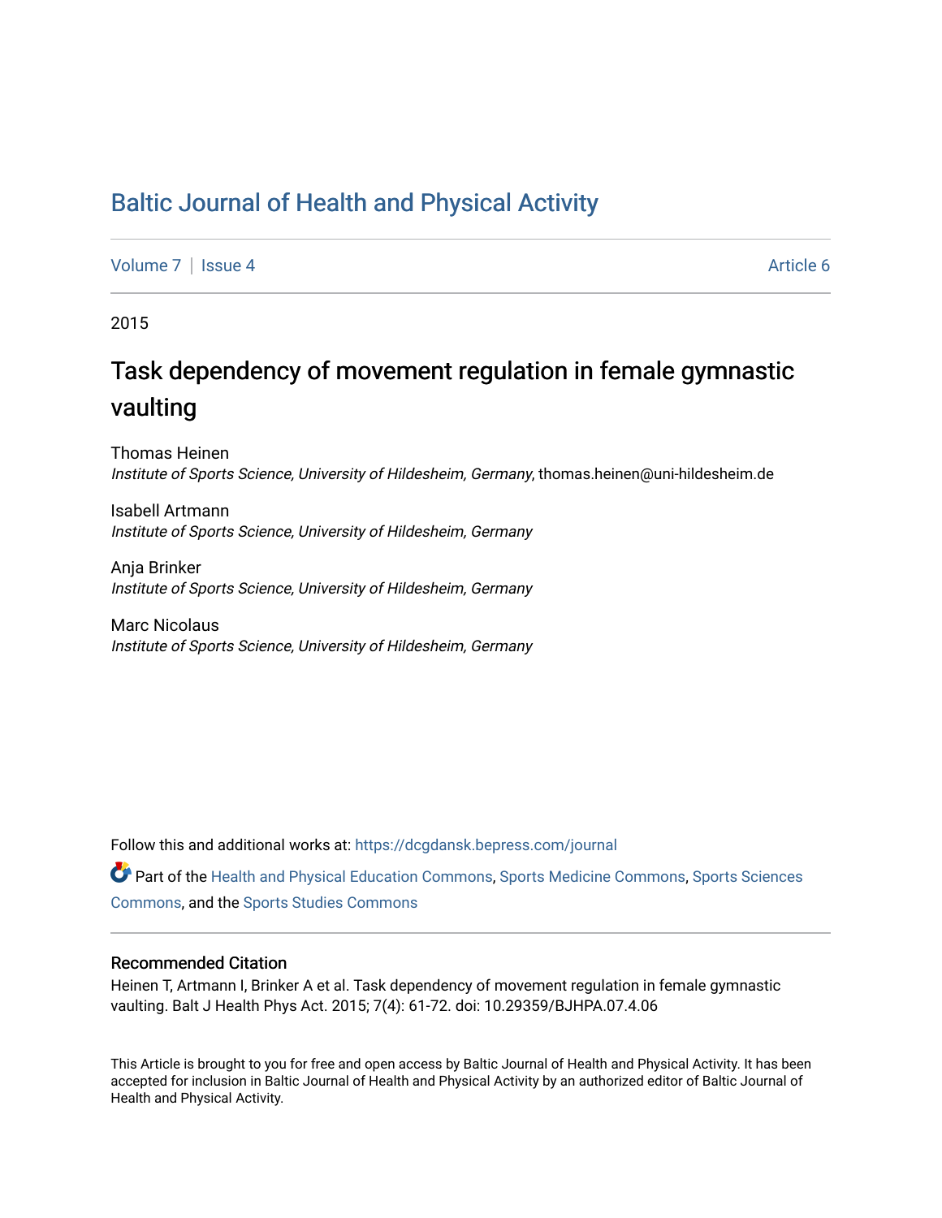# Baltic Journal of Health and Physical Activity

Volume 7 | Issue 4 Article 6

2015

## Task dependency of movement regulation in female gymnastic vaulting

Thomas Heinen
*Institute of Sports Science, University of Hildesheim, Germany*, thomas.heinen@uni-hildesheim.de

Isabell Artmann
*Institute of Sports Science, University of Hildesheim, Germany*

Anja Brinker
*Institute of Sports Science, University of Hildesheim, Germany*

Marc Nicolaus
*Institute of Sports Science, University of Hildesheim, Germany*

Follow this and additional works at: https://dcgdansk.bepress.com/journal

Part of the Health and Physical Education Commons, Sports Medicine Commons, Sports Sciences Commons, and the Sports Studies Commons

### Recommended Citation

Heinen T, Artmann I, Brinker A et al. Task dependency of movement regulation in female gymnastic vaulting. Balt J Health Phys Act. 2015; 7(4): 61-72. doi: 10.29359/BJHPA.07.4.06

This Article is brought to you for free and open access by Baltic Journal of Health and Physical Activity. It has been accepted for inclusion in Baltic Journal of Health and Physical Activity by an authorized editor of Baltic Journal of Health and Physical Activity.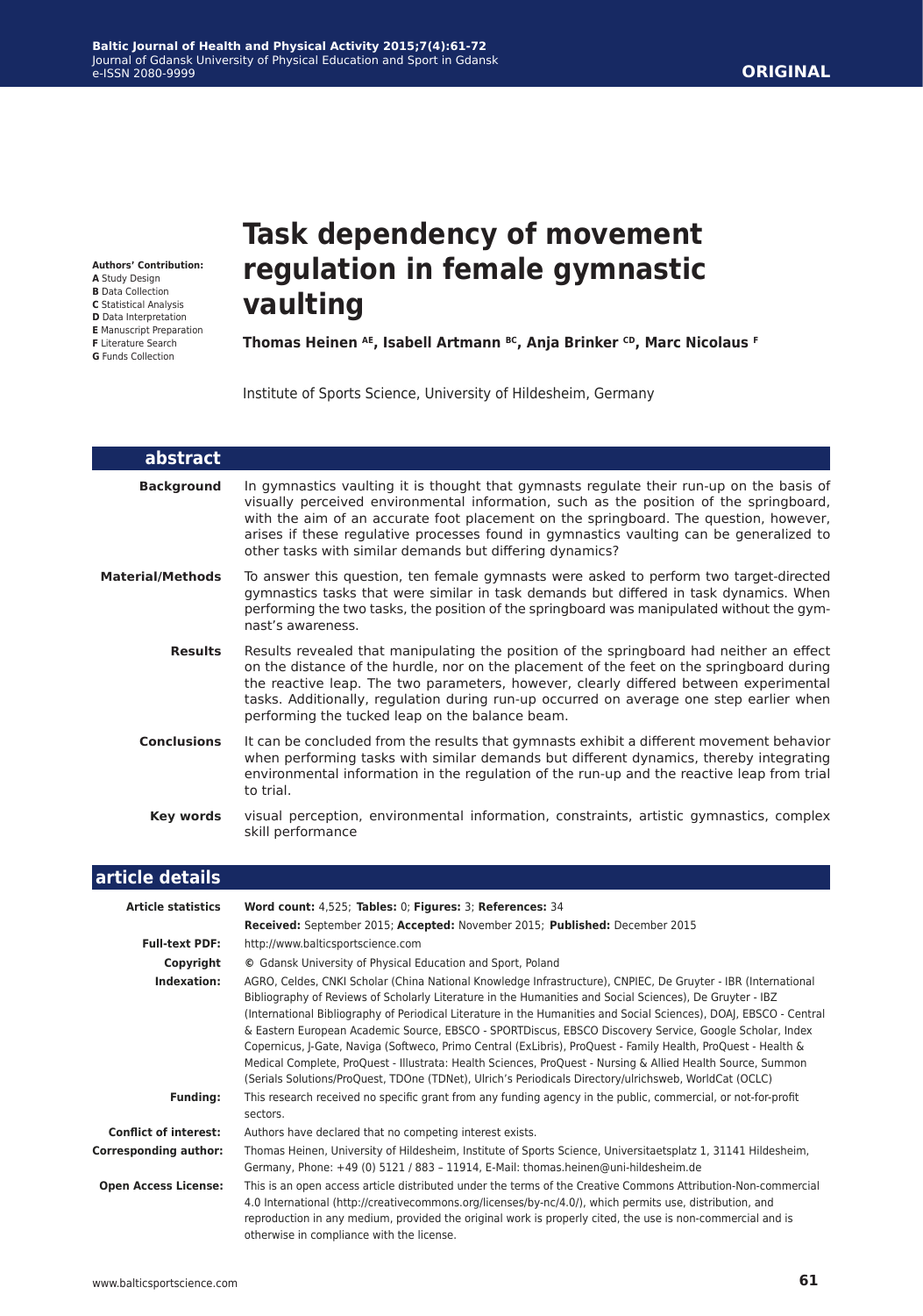**ORIGINAL**

# Task dependency of movement regulation in female gymnastic vaulting

**Thomas Heinen [AE], Isabell Artmann [BC], Anja Brinker [CD], Marc Nicolaus [F]**

Institute of Sports Science, University of Hildesheim, Germany

**Authors' Contribution:**
**A** Study Design
**B** Data Collection
**C** Statistical Analysis
**D** Data Interpretation
**E** Manuscript Preparation
**F** Literature Search
**G** Funds Collection

## abstract

**Background** In gymnastics vaulting it is thought that gymnasts regulate their run-up on the basis of visually perceived environmental information, such as the position of the springboard, with the aim of an accurate foot placement on the springboard. The question, however, arises if these regulative processes found in gymnastics vaulting can be generalized to other tasks with similar demands but differing dynamics?

**Material/Methods** To answer this question, ten female gymnasts were asked to perform two target-directed gymnastics tasks that were similar in task demands but differed in task dynamics. When performing the two tasks, the position of the springboard was manipulated without the gymnast's awareness.

**Results** Results revealed that manipulating the position of the springboard had neither an effect on the distance of the hurdle, nor on the placement of the feet on the springboard during the reactive leap. The two parameters, however, clearly differed between experimental tasks. Additionally, regulation during run-up occurred on average one step earlier when performing the tucked leap on the balance beam.

**Conclusions** It can be concluded from the results that gymnasts exhibit a different movement behavior when performing tasks with similar demands but different dynamics, thereby integrating environmental information in the regulation of the run-up and the reactive leap from trial to trial.

**Key words** visual perception, environmental information, constraints, artistic gymnastics, complex skill performance

## article details

**Article statistics** **Word count:** 4,525; **Tables:** 0; **Figures:** 3; **References:** 34
**Received:** September 2015; **Accepted:** November 2015; **Published:** December 2015

**Full-text PDF:** http://www.balticsportscience.com

**Copyright** © Gdansk University of Physical Education and Sport, Poland

**Indexation:** AGRO, Celdes, CNKI Scholar (China National Knowledge Infrastructure), CNPIEC, De Gruyter - IBR (International Bibliography of Reviews of Scholarly Literature in the Humanities and Social Sciences), De Gruyter - IBZ (International Bibliography of Periodical Literature in the Humanities and Social Sciences), DOAJ, EBSCO - Central & Eastern European Academic Source, EBSCO - SPORTDiscus, EBSCO Discovery Service, Google Scholar, Index Copernicus, J-Gate, Naviga (Softweco, Primo Central (ExLibris), ProQuest - Family Health, ProQuest - Health & Medical Complete, ProQuest - Illustrata: Health Sciences, ProQuest - Nursing & Allied Health Source, Summon (Serials Solutions/ProQuest, TDOne (TDNet), Ulrich's Periodicals Directory/ulrichsweb, WorldCat (OCLC)

**Funding:** This research received no specific grant from any funding agency in the public, commercial, or not-for-profit sectors.

**Conflict of interest:** Authors have declared that no competing interest exists.

**Corresponding author:** Thomas Heinen, University of Hildesheim, Institute of Sports Science, Universitaetsplatz 1, 31141 Hildesheim, Germany, Phone: +49 (0) 5121 / 883 – 11914, E-Mail: thomas.heinen@uni-hildesheim.de

**Open Access License:** This is an open access article distributed under the terms of the Creative Commons Attribution-Non-commercial 4.0 International (http://creativecommons.org/licenses/by-nc/4.0/), which permits use, distribution, and reproduction in any medium, provided the original work is properly cited, the use is non-commercial and is otherwise in compliance with the license.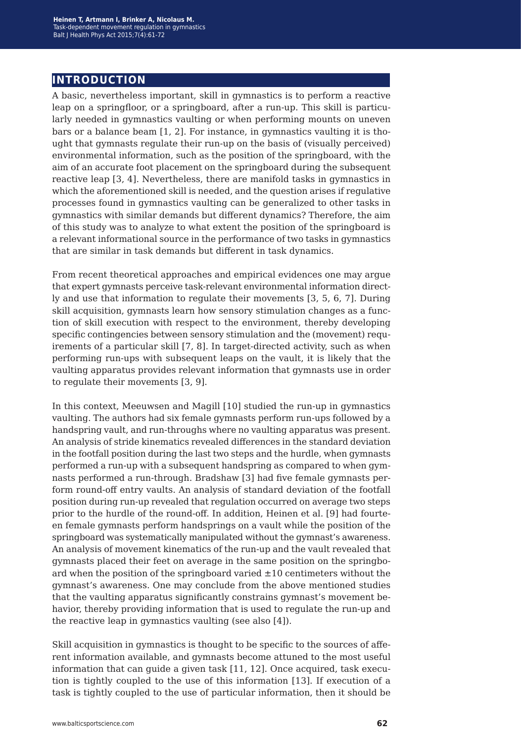# INTRODUCTION

A basic, nevertheless important, skill in gymnastics is to perform a reactive leap on a springfloor, or a springboard, after a run-up. This skill is particularly needed in gymnastics vaulting or when performing mounts on uneven bars or a balance beam [1, 2]. For instance, in gymnastics vaulting it is thought that gymnasts regulate their run-up on the basis of (visually perceived) environmental information, such as the position of the springboard, with the aim of an accurate foot placement on the springboard during the subsequent reactive leap [3, 4]. Nevertheless, there are manifold tasks in gymnastics in which the aforementioned skill is needed, and the question arises if regulative processes found in gymnastics vaulting can be generalized to other tasks in gymnastics with similar demands but different dynamics? Therefore, the aim of this study was to analyze to what extent the position of the springboard is a relevant informational source in the performance of two tasks in gymnastics that are similar in task demands but different in task dynamics.

From recent theoretical approaches and empirical evidences one may argue that expert gymnasts perceive task-relevant environmental information directly and use that information to regulate their movements [3, 5, 6, 7]. During skill acquisition, gymnasts learn how sensory stimulation changes as a function of skill execution with respect to the environment, thereby developing specific contingencies between sensory stimulation and the (movement) requirements of a particular skill [7, 8]. In target-directed activity, such as when performing run-ups with subsequent leaps on the vault, it is likely that the vaulting apparatus provides relevant information that gymnasts use in order to regulate their movements [3, 9].

In this context, Meeuwsen and Magill [10] studied the run-up in gymnastics vaulting. The authors had six female gymnasts perform run-ups followed by a handspring vault, and run-throughs where no vaulting apparatus was present. An analysis of stride kinematics revealed differences in the standard deviation in the footfall position during the last two steps and the hurdle, when gymnasts performed a run-up with a subsequent handspring as compared to when gymnasts performed a run-through. Bradshaw [3] had five female gymnasts perform round-off entry vaults. An analysis of standard deviation of the footfall position during run-up revealed that regulation occurred on average two steps prior to the hurdle of the round-off. In addition, Heinen et al. [9] had fourteen female gymnasts perform handsprings on a vault while the position of the springboard was systematically manipulated without the gymnast's awareness. An analysis of movement kinematics of the run-up and the vault revealed that gymnasts placed their feet on average in the same position on the springboard when the position of the springboard varied ±10 centimeters without the gymnast's awareness. One may conclude from the above mentioned studies that the vaulting apparatus significantly constrains gymnast's movement behavior, thereby providing information that is used to regulate the run-up and the reactive leap in gymnastics vaulting (see also [4]).

Skill acquisition in gymnastics is thought to be specific to the sources of afferent information available, and gymnasts become attuned to the most useful information that can guide a given task [11, 12]. Once acquired, task execution is tightly coupled to the use of this information [13]. If execution of a task is tightly coupled to the use of particular information, then it should be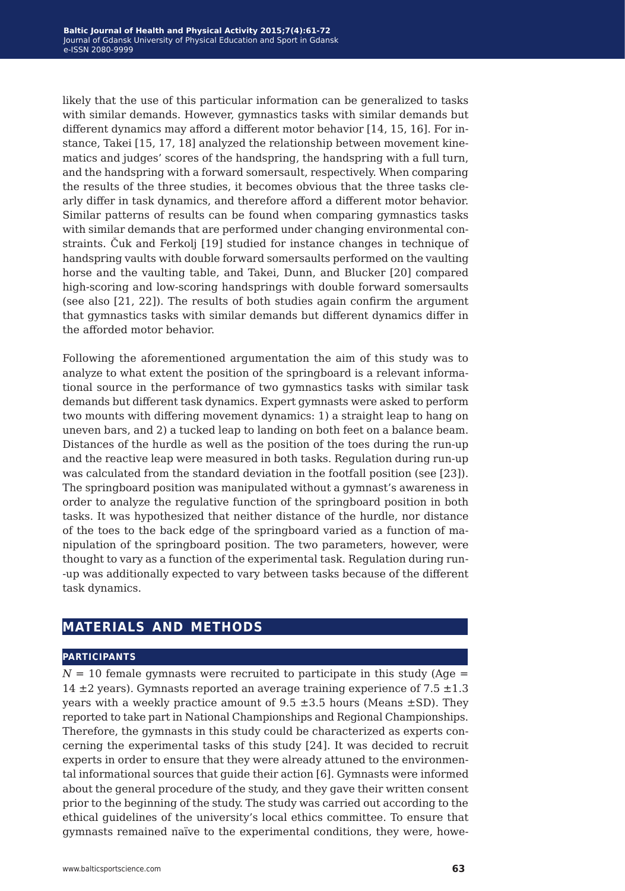likely that the use of this particular information can be generalized to tasks with similar demands. However, gymnastics tasks with similar demands but different dynamics may afford a different motor behavior [14, 15, 16]. For instance, Takei [15, 17, 18] analyzed the relationship between movement kinematics and judges' scores of the handspring, the handspring with a full turn, and the handspring with a forward somersault, respectively. When comparing the results of the three studies, it becomes obvious that the three tasks clearly differ in task dynamics, and therefore afford a different motor behavior. Similar patterns of results can be found when comparing gymnastics tasks with similar demands that are performed under changing environmental constraints. Čuk and Ferkolj [19] studied for instance changes in technique of handspring vaults with double forward somersaults performed on the vaulting horse and the vaulting table, and Takei, Dunn, and Blucker [20] compared high-scoring and low-scoring handsprings with double forward somersaults (see also [21, 22]). The results of both studies again confirm the argument that gymnastics tasks with similar demands but different dynamics differ in the afforded motor behavior.

Following the aforementioned argumentation the aim of this study was to analyze to what extent the position of the springboard is a relevant informational source in the performance of two gymnastics tasks with similar task demands but different task dynamics. Expert gymnasts were asked to perform two mounts with differing movement dynamics: 1) a straight leap to hang on uneven bars, and 2) a tucked leap to landing on both feet on a balance beam. Distances of the hurdle as well as the position of the toes during the run-up and the reactive leap were measured in both tasks. Regulation during run-up was calculated from the standard deviation in the footfall position (see [23]). The springboard position was manipulated without a gymnast's awareness in order to analyze the regulative function of the springboard position in both tasks. It was hypothesized that neither distance of the hurdle, nor distance of the toes to the back edge of the springboard varied as a function of manipulation of the springboard position. The two parameters, however, were thought to vary as a function of the experimental task. Regulation during run-up was additionally expected to vary between tasks because of the different task dynamics.

## MATERIALS AND METHODS

### PARTICIPANTS

$N$ = 10 female gymnasts were recruited to participate in this study (Age = 14 ±2 years). Gymnasts reported an average training experience of 7.5 ±1.3 years with a weekly practice amount of 9.5 ±3.5 hours (Means ±SD). They reported to take part in National Championships and Regional Championships. Therefore, the gymnasts in this study could be characterized as experts concerning the experimental tasks of this study [24]. It was decided to recruit experts in order to ensure that they were already attuned to the environmental informational sources that guide their action [6]. Gymnasts were informed about the general procedure of the study, and they gave their written consent prior to the beginning of the study. The study was carried out according to the ethical guidelines of the university's local ethics committee. To ensure that gymnasts remained naïve to the experimental conditions, they were, howe-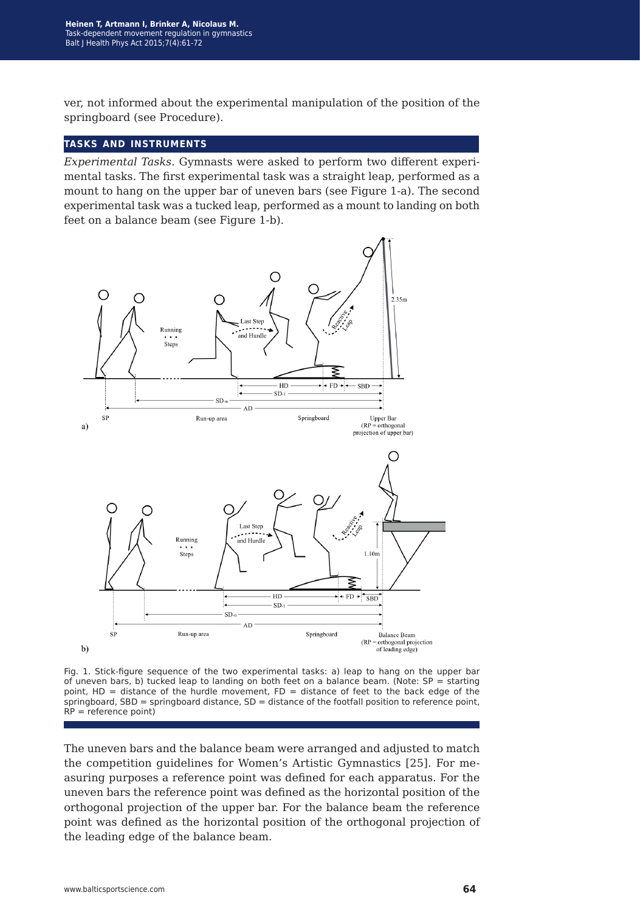ver, not informed about the experimental manipulation of the position of the springboard (see Procedure).

## TASKS AND INSTRUMENTS

*Experimental Tasks.* Gymnasts were asked to perform two different experimental tasks. The first experimental task was a straight leap, performed as a mount to hang on the upper bar of uneven bars (see Figure 1-a). The second experimental task was a tucked leap, performed as a mount to landing on both feet on a balance beam (see Figure 1-b).

Fig. 1. Stick-figure sequence of the two experimental tasks: a) leap to hang on the upper bar of uneven bars, b) tucked leap to landing on both feet on a balance beam. (Note: SP = starting point, HD = distance of the hurdle movement, FD = distance of feet to the back edge of the springboard, SBD = springboard distance, SD = distance of the footfall position to reference point, RP = reference point)

The uneven bars and the balance beam were arranged and adjusted to match the competition guidelines for Women's Artistic Gymnastics [25]. For measuring purposes a reference point was defined for each apparatus. For the uneven bars the reference point was defined as the horizontal position of the orthogonal projection of the upper bar. For the balance beam the reference point was defined as the horizontal position of the orthogonal projection of the leading edge of the balance beam.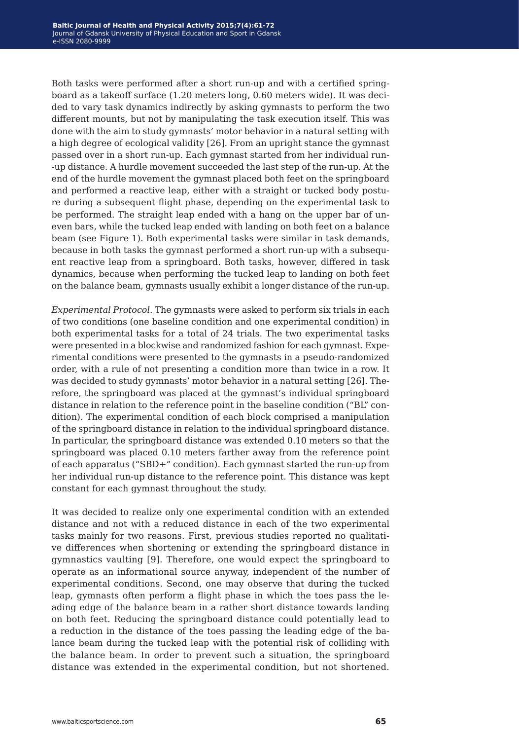Both tasks were performed after a short run-up and with a certified springboard as a takeoff surface (1.20 meters long, 0.60 meters wide). It was decided to vary task dynamics indirectly by asking gymnasts to perform the two different mounts, but not by manipulating the task execution itself. This was done with the aim to study gymnasts' motor behavior in a natural setting with a high degree of ecological validity [26]. From an upright stance the gymnast passed over in a short run-up. Each gymnast started from her individual run-up distance. A hurdle movement succeeded the last step of the run-up. At the end of the hurdle movement the gymnast placed both feet on the springboard and performed a reactive leap, either with a straight or tucked body posture during a subsequent flight phase, depending on the experimental task to be performed. The straight leap ended with a hang on the upper bar of uneven bars, while the tucked leap ended with landing on both feet on a balance beam (see Figure 1). Both experimental tasks were similar in task demands, because in both tasks the gymnast performed a short run-up with a subsequent reactive leap from a springboard. Both tasks, however, differed in task dynamics, because when performing the tucked leap to landing on both feet on the balance beam, gymnasts usually exhibit a longer distance of the run-up.

*Experimental Protocol.* The gymnasts were asked to perform six trials in each of two conditions (one baseline condition and one experimental condition) in both experimental tasks for a total of 24 trials. The two experimental tasks were presented in a blockwise and randomized fashion for each gymnast. Experimental conditions were presented to the gymnasts in a pseudo-randomized order, with a rule of not presenting a condition more than twice in a row. It was decided to study gymnasts' motor behavior in a natural setting [26]. Therefore, the springboard was placed at the gymnast's individual springboard distance in relation to the reference point in the baseline condition ("BL" condition). The experimental condition of each block comprised a manipulation of the springboard distance in relation to the individual springboard distance. In particular, the springboard distance was extended 0.10 meters so that the springboard was placed 0.10 meters farther away from the reference point of each apparatus ("SBD+" condition). Each gymnast started the run-up from her individual run-up distance to the reference point. This distance was kept constant for each gymnast throughout the study.

It was decided to realize only one experimental condition with an extended distance and not with a reduced distance in each of the two experimental tasks mainly for two reasons. First, previous studies reported no qualitative differences when shortening or extending the springboard distance in gymnastics vaulting [9]. Therefore, one would expect the springboard to operate as an informational source anyway, independent of the number of experimental conditions. Second, one may observe that during the tucked leap, gymnasts often perform a flight phase in which the toes pass the leading edge of the balance beam in a rather short distance towards landing on both feet. Reducing the springboard distance could potentially lead to a reduction in the distance of the toes passing the leading edge of the balance beam during the tucked leap with the potential risk of colliding with the balance beam. In order to prevent such a situation, the springboard distance was extended in the experimental condition, but not shortened.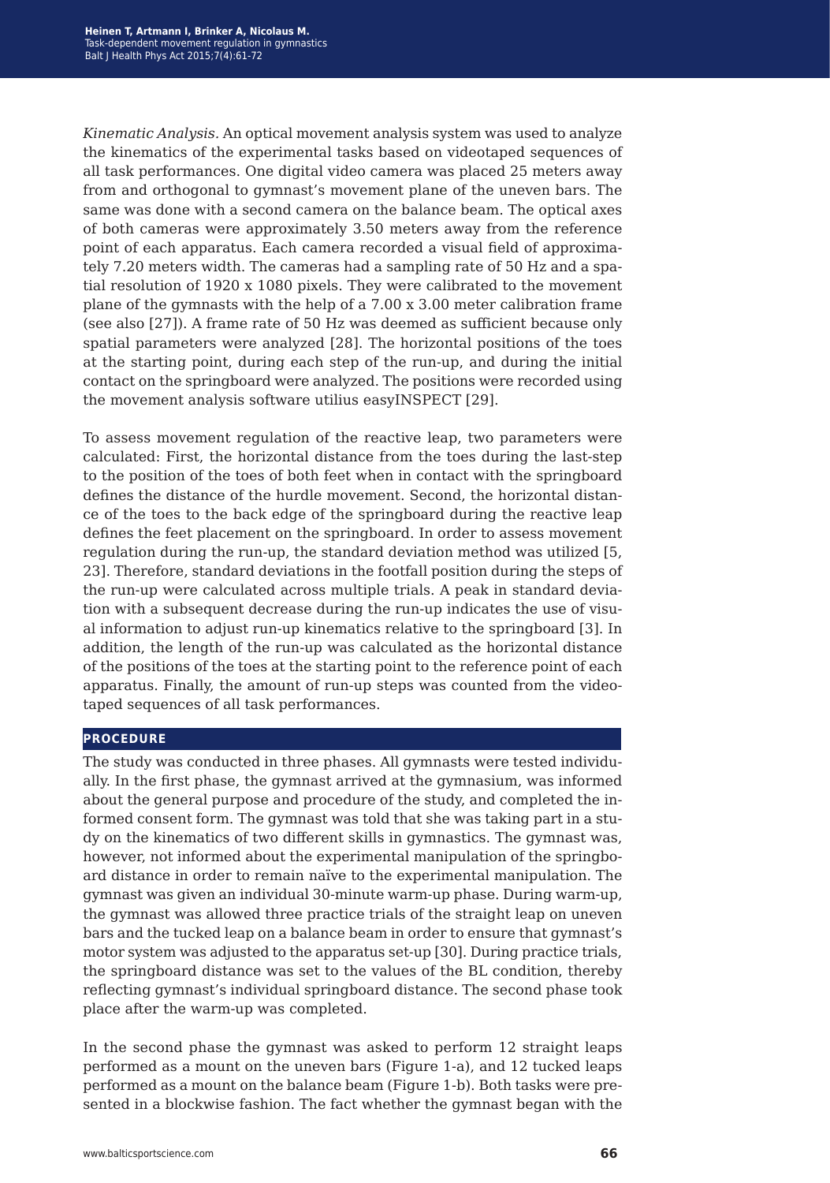*Kinematic Analysis.* An optical movement analysis system was used to analyze the kinematics of the experimental tasks based on videotaped sequences of all task performances. One digital video camera was placed 25 meters away from and orthogonal to gymnast's movement plane of the uneven bars. The same was done with a second camera on the balance beam. The optical axes of both cameras were approximately 3.50 meters away from the reference point of each apparatus. Each camera recorded a visual field of approximately 7.20 meters width. The cameras had a sampling rate of 50 Hz and a spatial resolution of 1920 x 1080 pixels. They were calibrated to the movement plane of the gymnasts with the help of a 7.00 x 3.00 meter calibration frame (see also [27]). A frame rate of 50 Hz was deemed as sufficient because only spatial parameters were analyzed [28]. The horizontal positions of the toes at the starting point, during each step of the run-up, and during the initial contact on the springboard were analyzed. The positions were recorded using the movement analysis software utilius easyINSPECT [29].

To assess movement regulation of the reactive leap, two parameters were calculated: First, the horizontal distance from the toes during the last-step to the position of the toes of both feet when in contact with the springboard defines the distance of the hurdle movement. Second, the horizontal distance of the toes to the back edge of the springboard during the reactive leap defines the feet placement on the springboard. In order to assess movement regulation during the run-up, the standard deviation method was utilized [5, 23]. Therefore, standard deviations in the footfall position during the steps of the run-up were calculated across multiple trials. A peak in standard deviation with a subsequent decrease during the run-up indicates the use of visual information to adjust run-up kinematics relative to the springboard [3]. In addition, the length of the run-up was calculated as the horizontal distance of the positions of the toes at the starting point to the reference point of each apparatus. Finally, the amount of run-up steps was counted from the videotaped sequences of all task performances.

## PROCEDURE

The study was conducted in three phases. All gymnasts were tested individually. In the first phase, the gymnast arrived at the gymnasium, was informed about the general purpose and procedure of the study, and completed the informed consent form. The gymnast was told that she was taking part in a study on the kinematics of two different skills in gymnastics. The gymnast was, however, not informed about the experimental manipulation of the springboard distance in order to remain naïve to the experimental manipulation. The gymnast was given an individual 30-minute warm-up phase. During warm-up, the gymnast was allowed three practice trials of the straight leap on uneven bars and the tucked leap on a balance beam in order to ensure that gymnast's motor system was adjusted to the apparatus set-up [30]. During practice trials, the springboard distance was set to the values of the BL condition, thereby reflecting gymnast's individual springboard distance. The second phase took place after the warm-up was completed.

In the second phase the gymnast was asked to perform 12 straight leaps performed as a mount on the uneven bars (Figure 1-a), and 12 tucked leaps performed as a mount on the balance beam (Figure 1-b). Both tasks were presented in a blockwise fashion. The fact whether the gymnast began with the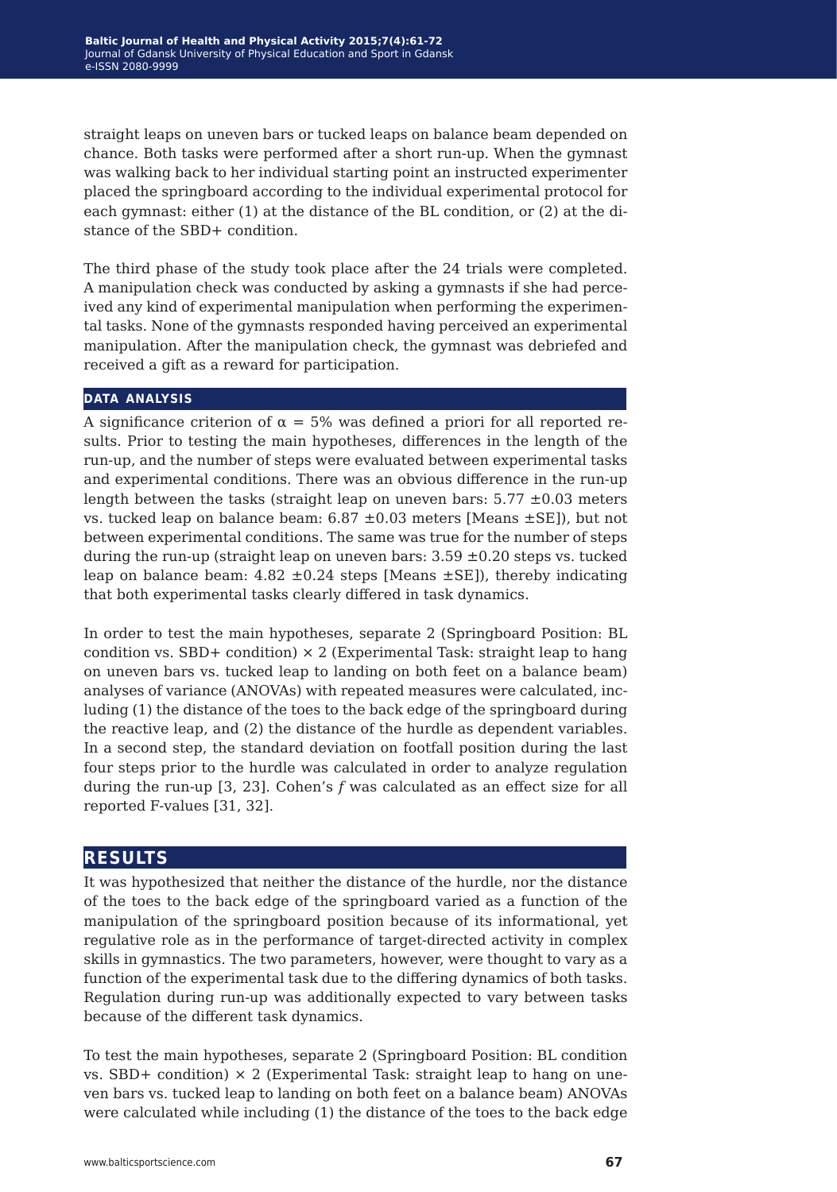straight leaps on uneven bars or tucked leaps on balance beam depended on chance. Both tasks were performed after a short run-up. When the gymnast was walking back to her individual starting point an instructed experimenter placed the springboard according to the individual experimental protocol for each gymnast: either (1) at the distance of the BL condition, or (2) at the distance of the SBD+ condition.

The third phase of the study took place after the 24 trials were completed. A manipulation check was conducted by asking a gymnasts if she had perceived any kind of experimental manipulation when performing the experimental tasks. None of the gymnasts responded having perceived an experimental manipulation. After the manipulation check, the gymnast was debriefed and received a gift as a reward for participation.

### DATA ANALYSIS

A significance criterion of $\alpha$ = 5% was defined a priori for all reported results. Prior to testing the main hypotheses, differences in the length of the run-up, and the number of steps were evaluated between experimental tasks and experimental conditions. There was an obvious difference in the run-up length between the tasks (straight leap on uneven bars: 5.77 ±0.03 meters vs. tucked leap on balance beam: 6.87 ±0.03 meters [Means ±SE]), but not between experimental conditions. The same was true for the number of steps during the run-up (straight leap on uneven bars: 3.59 ±0.20 steps vs. tucked leap on balance beam: 4.82 ±0.24 steps [Means ±SE]), thereby indicating that both experimental tasks clearly differed in task dynamics.

In order to test the main hypotheses, separate 2 (Springboard Position: BL condition vs. SBD+ condition) × 2 (Experimental Task: straight leap to hang on uneven bars vs. tucked leap to landing on both feet on a balance beam) analyses of variance (ANOVAs) with repeated measures were calculated, including (1) the distance of the toes to the back edge of the springboard during the reactive leap, and (2) the distance of the hurdle as dependent variables. In a second step, the standard deviation on footfall position during the last four steps prior to the hurdle was calculated in order to analyze regulation during the run-up [3, 23]. Cohen's *f* was calculated as an effect size for all reported F-values [31, 32].

## RESULTS

It was hypothesized that neither the distance of the hurdle, nor the distance of the toes to the back edge of the springboard varied as a function of the manipulation of the springboard position because of its informational, yet regulative role as in the performance of target-directed activity in complex skills in gymnastics. The two parameters, however, were thought to vary as a function of the experimental task due to the differing dynamics of both tasks. Regulation during run-up was additionally expected to vary between tasks because of the different task dynamics.

To test the main hypotheses, separate 2 (Springboard Position: BL condition vs. SBD+ condition) × 2 (Experimental Task: straight leap to hang on uneven bars vs. tucked leap to landing on both feet on a balance beam) ANOVAs were calculated while including (1) the distance of the toes to the back edge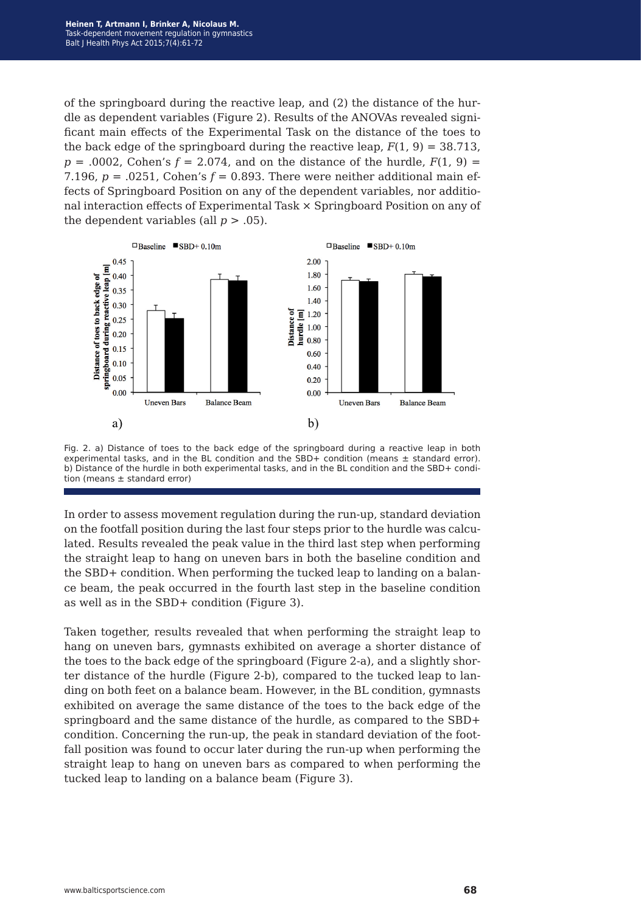of the springboard during the reactive leap, and (2) the distance of the hurdle as dependent variables (Figure 2). Results of the ANOVAs revealed significant main effects of the Experimental Task on the distance of the toes to the back edge of the springboard during the reactive leap, $F(1, 9) = 38.713$, $p = .0002$, Cohen's $f = 2.074$, and on the distance of the hurdle, $F(1, 9) = 7.196$, $p = .0251$, Cohen's $f = 0.893$. There were neither additional main effects of Springboard Position on any of the dependent variables, nor additional interaction effects of Experimental Task × Springboard Position on any of the dependent variables (all $p > .05$).

Fig. 2. a) Distance of toes to the back edge of the springboard during a reactive leap in both experimental tasks, and in the BL condition and the SBD+ condition (means ± standard error). b) Distance of the hurdle in both experimental tasks, and in the BL condition and the SBD+ condition (means ± standard error)

In order to assess movement regulation during the run-up, standard deviation on the footfall position during the last four steps prior to the hurdle was calculated. Results revealed the peak value in the third last step when performing the straight leap to hang on uneven bars in both the baseline condition and the SBD+ condition. When performing the tucked leap to landing on a balance beam, the peak occurred in the fourth last step in the baseline condition as well as in the SBD+ condition (Figure 3).

Taken together, results revealed that when performing the straight leap to hang on uneven bars, gymnasts exhibited on average a shorter distance of the toes to the back edge of the springboard (Figure 2-a), and a slightly shorter distance of the hurdle (Figure 2-b), compared to the tucked leap to landing on both feet on a balance beam. However, in the BL condition, gymnasts exhibited on average the same distance of the toes to the back edge of the springboard and the same distance of the hurdle, as compared to the SBD+ condition. Concerning the run-up, the peak in standard deviation of the footfall position was found to occur later during the run-up when performing the straight leap to hang on uneven bars as compared to when performing the tucked leap to landing on a balance beam (Figure 3).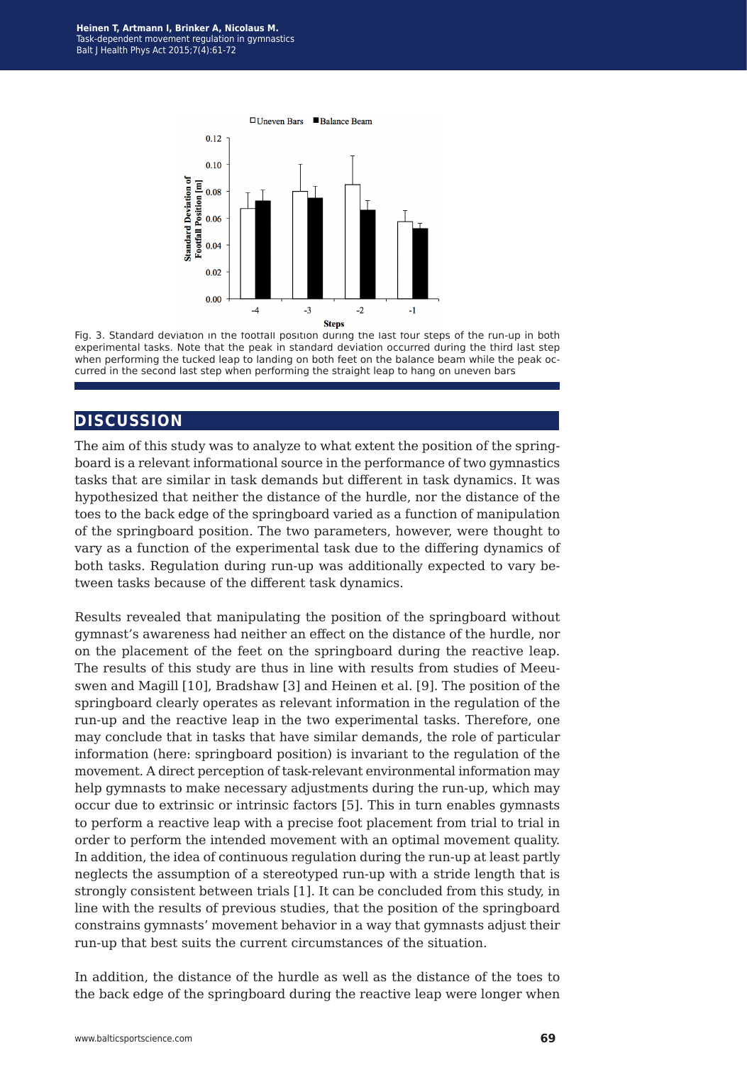Fig. 3. Standard deviation in the footfall position during the last four steps of the run-up in both experimental tasks. Note that the peak in standard deviation occurred during the third last step when performing the tucked leap to landing on both feet on the balance beam while the peak occurred in the second last step when performing the straight leap to hang on uneven bars

## DISCUSSION

The aim of this study was to analyze to what extent the position of the springboard is a relevant informational source in the performance of two gymnastics tasks that are similar in task demands but different in task dynamics. It was hypothesized that neither the distance of the hurdle, nor the distance of the toes to the back edge of the springboard varied as a function of manipulation of the springboard position. The two parameters, however, were thought to vary as a function of the experimental task due to the differing dynamics of both tasks. Regulation during run-up was additionally expected to vary between tasks because of the different task dynamics.

Results revealed that manipulating the position of the springboard without gymnast's awareness had neither an effect on the distance of the hurdle, nor on the placement of the feet on the springboard during the reactive leap. The results of this study are thus in line with results from studies of Meeuswen and Magill [10], Bradshaw [3] and Heinen et al. [9]. The position of the springboard clearly operates as relevant information in the regulation of the run-up and the reactive leap in the two experimental tasks. Therefore, one may conclude that in tasks that have similar demands, the role of particular information (here: springboard position) is invariant to the regulation of the movement. A direct perception of task-relevant environmental information may help gymnasts to make necessary adjustments during the run-up, which may occur due to extrinsic or intrinsic factors [5]. This in turn enables gymnasts to perform a reactive leap with a precise foot placement from trial to trial in order to perform the intended movement with an optimal movement quality. In addition, the idea of continuous regulation during the run-up at least partly neglects the assumption of a stereotyped run-up with a stride length that is strongly consistent between trials [1]. It can be concluded from this study, in line with the results of previous studies, that the position of the springboard constrains gymnasts' movement behavior in a way that gymnasts adjust their run-up that best suits the current circumstances of the situation.

In addition, the distance of the hurdle as well as the distance of the toes to the back edge of the springboard during the reactive leap were longer when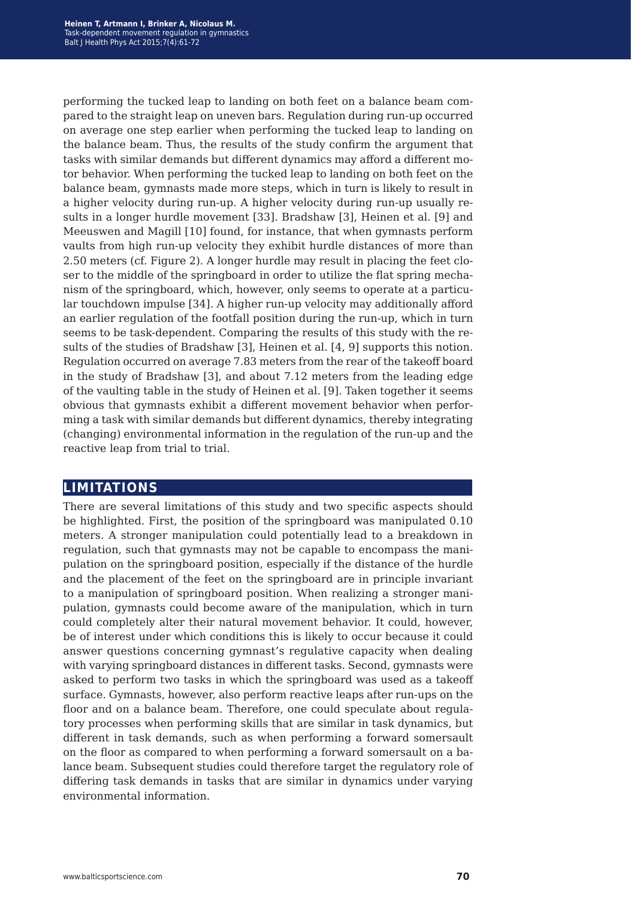performing the tucked leap to landing on both feet on a balance beam compared to the straight leap on uneven bars. Regulation during run-up occurred on average one step earlier when performing the tucked leap to landing on the balance beam. Thus, the results of the study confirm the argument that tasks with similar demands but different dynamics may afford a different motor behavior. When performing the tucked leap to landing on both feet on the balance beam, gymnasts made more steps, which in turn is likely to result in a higher velocity during run-up. A higher velocity during run-up usually results in a longer hurdle movement [33]. Bradshaw [3], Heinen et al. [9] and Meeuswen and Magill [10] found, for instance, that when gymnasts perform vaults from high run-up velocity they exhibit hurdle distances of more than 2.50 meters (cf. Figure 2). A longer hurdle may result in placing the feet closer to the middle of the springboard in order to utilize the flat spring mechanism of the springboard, which, however, only seems to operate at a particular touchdown impulse [34]. A higher run-up velocity may additionally afford an earlier regulation of the footfall position during the run-up, which in turn seems to be task-dependent. Comparing the results of this study with the results of the studies of Bradshaw [3], Heinen et al. [4, 9] supports this notion. Regulation occurred on average 7.83 meters from the rear of the takeoff board in the study of Bradshaw [3], and about 7.12 meters from the leading edge of the vaulting table in the study of Heinen et al. [9]. Taken together it seems obvious that gymnasts exhibit a different movement behavior when performing a task with similar demands but different dynamics, thereby integrating (changing) environmental information in the regulation of the run-up and the reactive leap from trial to trial.

## LIMITATIONS

There are several limitations of this study and two specific aspects should be highlighted. First, the position of the springboard was manipulated 0.10 meters. A stronger manipulation could potentially lead to a breakdown in regulation, such that gymnasts may not be capable to encompass the manipulation on the springboard position, especially if the distance of the hurdle and the placement of the feet on the springboard are in principle invariant to a manipulation of springboard position. When realizing a stronger manipulation, gymnasts could become aware of the manipulation, which in turn could completely alter their natural movement behavior. It could, however, be of interest under which conditions this is likely to occur because it could answer questions concerning gymnast's regulative capacity when dealing with varying springboard distances in different tasks. Second, gymnasts were asked to perform two tasks in which the springboard was used as a takeoff surface. Gymnasts, however, also perform reactive leaps after run-ups on the floor and on a balance beam. Therefore, one could speculate about regulatory processes when performing skills that are similar in task dynamics, but different in task demands, such as when performing a forward somersault on the floor as compared to when performing a forward somersault on a balance beam. Subsequent studies could therefore target the regulatory role of differing task demands in tasks that are similar in dynamics under varying environmental information.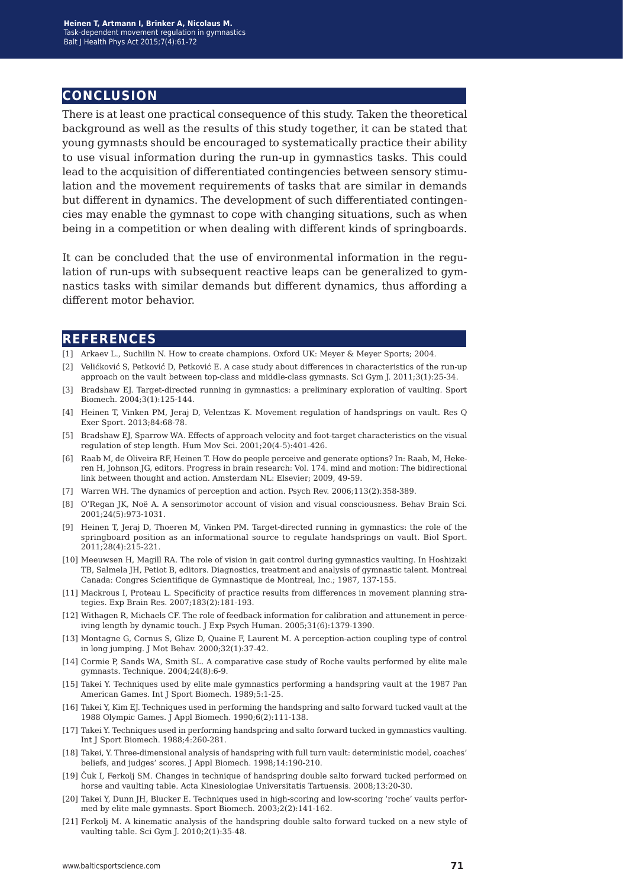## CONCLUSION

There is at least one practical consequence of this study. Taken the theoretical background as well as the results of this study together, it can be stated that young gymnasts should be encouraged to systematically practice their ability to use visual information during the run-up in gymnastics tasks. This could lead to the acquisition of differentiated contingencies between sensory stimulation and the movement requirements of tasks that are similar in demands but different in dynamics. The development of such differentiated contingencies may enable the gymnast to cope with changing situations, such as when being in a competition or when dealing with different kinds of springboards.

It can be concluded that the use of environmental information in the regulation of run-ups with subsequent reactive leaps can be generalized to gymnastics tasks with similar demands but different dynamics, thus affording a different motor behavior.

## REFERENCES

[1] Arkaev L., Suchilin N. How to create champions. Oxford UK: Meyer & Meyer Sports; 2004.

[2] Velićković S, Petković D, Petković E. A case study about differences in characteristics of the run-up approach on the vault between top-class and middle-class gymnasts. Sci Gym J. 2011;3(1):25-34.

[3] Bradshaw EJ. Target-directed running in gymnastics: a preliminary exploration of vaulting. Sport Biomech. 2004;3(1):125-144.

[4] Heinen T, Vinken PM, Jeraj D, Velentzas K. Movement regulation of handsprings on vault. Res Q Exer Sport. 2013;84:68-78.

[5] Bradshaw EJ, Sparrow WA. Effects of approach velocity and foot-target characteristics on the visual regulation of step length. Hum Mov Sci. 2001;20(4-5):401-426.

[6] Raab M, de Oliveira RF, Heinen T. How do people perceive and generate options? In: Raab, M, Hekeren H, Johnson JG, editors. Progress in brain research: Vol. 174. mind and motion: The bidirectional link between thought and action. Amsterdam NL: Elsevier; 2009, 49-59.

[7] Warren WH. The dynamics of perception and action. Psych Rev. 2006;113(2):358-389.

[8] O'Regan JK, Noë A. A sensorimotor account of vision and visual consciousness. Behav Brain Sci. 2001;24(5):973-1031.

[9] Heinen T, Jeraj D, Thoeren M, Vinken PM. Target-directed running in gymnastics: the role of the springboard position as an informational source to regulate handsprings on vault. Biol Sport. 2011;28(4):215-221.

[10] Meeuwsen H, Magill RA. The role of vision in gait control during gymnastics vaulting. In Hoshizaki TB, Salmela JH, Petiot B, editors. Diagnostics, treatment and analysis of gymnastic talent. Montreal Canada: Congres Scientifique de Gymnastique de Montreal, Inc.; 1987, 137-155.

[11] Mackrous I, Proteau L. Specificity of practice results from differences in movement planning strategies. Exp Brain Res. 2007;183(2):181-193.

[12] Withagen R, Michaels CF. The role of feedback information for calibration and attunement in perceiving length by dynamic touch. J Exp Psych Human. 2005;31(6):1379-1390.

[13] Montagne G, Cornus S, Glize D, Quaine F, Laurent M. A perception-action coupling type of control in long jumping. J Mot Behav. 2000;32(1):37-42.

[14] Cormie P, Sands WA, Smith SL. A comparative case study of Roche vaults performed by elite male gymnasts. Technique. 2004;24(8):6-9.

[15] Takei Y. Techniques used by elite male gymnastics performing a handspring vault at the 1987 Pan American Games. Int J Sport Biomech. 1989;5:1-25.

[16] Takei Y, Kim EJ. Techniques used in performing the handspring and salto forward tucked vault at the 1988 Olympic Games. J Appl Biomech. 1990;6(2):111-138.

[17] Takei Y. Techniques used in performing handspring and salto forward tucked in gymnastics vaulting. Int J Sport Biomech. 1988;4:260-281.

[18] Takei, Y. Three-dimensional analysis of handspring with full turn vault: deterministic model, coaches' beliefs, and judges' scores. J Appl Biomech. 1998;14:190-210.

[19] Čuk I, Ferkolj SM. Changes in technique of handspring double salto forward tucked performed on horse and vaulting table. Acta Kinesiologiae Universitatis Tartuensis. 2008;13:20-30.

[20] Takei Y, Dunn JH, Blucker E. Techniques used in high-scoring and low-scoring 'roche' vaults performed by elite male gymnasts. Sport Biomech. 2003;2(2):141-162.

[21] Ferkolj M. A kinematic analysis of the handspring double salto forward tucked on a new style of vaulting table. Sci Gym J. 2010;2(1):35-48.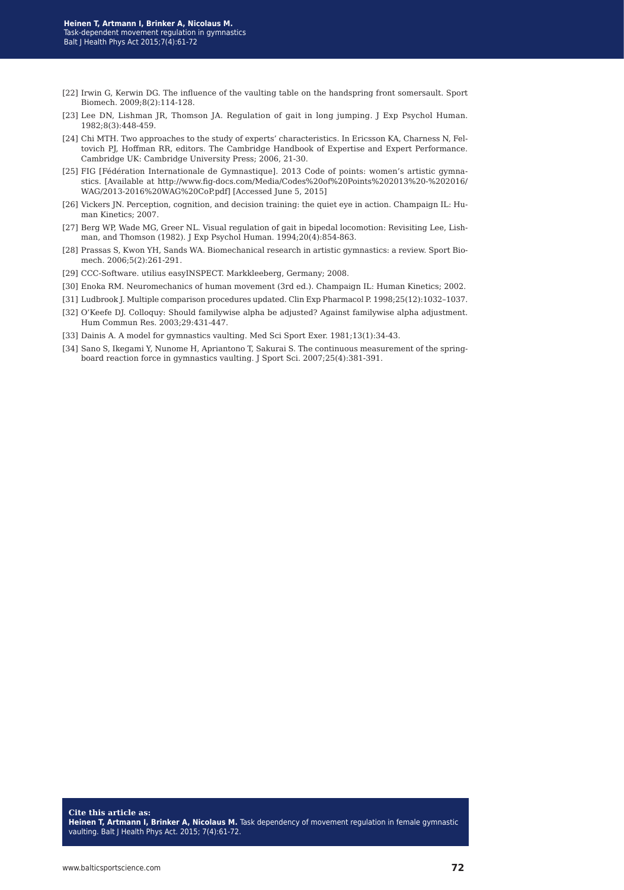[22] Irwin G, Kerwin DG. The influence of the vaulting table on the handspring front somersault. Sport Biomech. 2009;8(2):114-128.

[23] Lee DN, Lishman JR, Thomson JA. Regulation of gait in long jumping. J Exp Psychol Human. 1982;8(3):448-459.

[24] Chi MTH. Two approaches to the study of experts' characteristics. In Ericsson KA, Charness N, Feltovich PJ, Hoffman RR, editors. The Cambridge Handbook of Expertise and Expert Performance. Cambridge UK: Cambridge University Press; 2006, 21-30.

[25] FIG [Fédération Internationale de Gymnastique]. 2013 Code of points: women's artistic gymnastics. [Available at http://www.fig-docs.com/Media/Codes%20of%20Points%202013%20-%202016/WAG/2013-2016%20WAG%20CoP.pdf] [Accessed June 5, 2015]

[26] Vickers JN. Perception, cognition, and decision training: the quiet eye in action. Champaign IL: Human Kinetics; 2007.

[27] Berg WP, Wade MG, Greer NL. Visual regulation of gait in bipedal locomotion: Revisiting Lee, Lishman, and Thomson (1982). J Exp Psychol Human. 1994;20(4):854-863.

[28] Prassas S, Kwon YH, Sands WA. Biomechanical research in artistic gymnastics: a review. Sport Biomech. 2006;5(2):261-291.

[29] CCC-Software. utilius easyINSPECT. Markkleeberg, Germany; 2008.

[30] Enoka RM. Neuromechanics of human movement (3rd ed.). Champaign IL: Human Kinetics; 2002.

[31] Ludbrook J. Multiple comparison procedures updated. Clin Exp Pharmacol P. 1998;25(12):1032–1037.

[32] O'Keefe DJ. Colloquy: Should familywise alpha be adjusted? Against familywise alpha adjustment. Hum Commun Res. 2003;29:431-447.

[33] Dainis A. A model for gymnastics vaulting. Med Sci Sport Exer. 1981;13(1):34-43.

[34] Sano S, Ikegami Y, Nunome H, Apriantono T, Sakurai S. The continuous measurement of the springboard reaction force in gymnastics vaulting. J Sport Sci. 2007;25(4):381-391.

**Cite this article as:**
**Heinen T, Artmann I, Brinker A, Nicolaus M.** Task dependency of movement regulation in female gymnastic vaulting. Balt J Health Phys Act. 2015; 7(4):61-72.